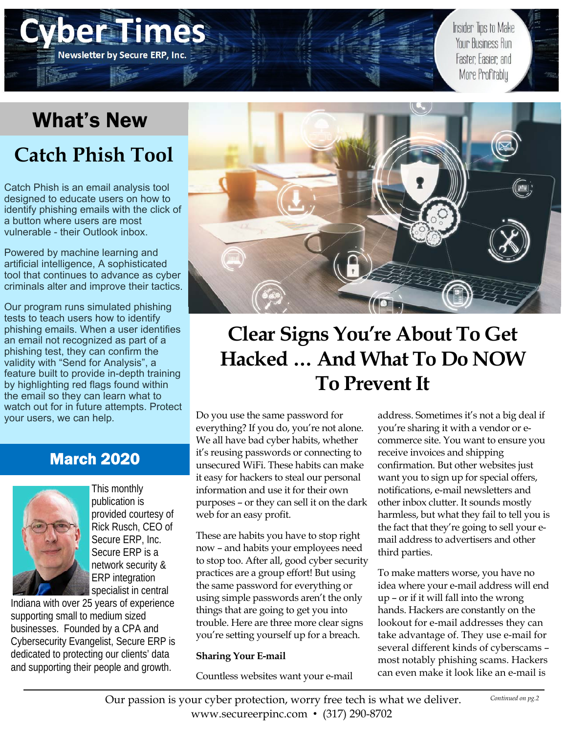# Cyber Times

Newsletter by Secure ERP, Inc.

Insider Tips to Make Your Business Run Faster, Easier, and More Profitably

## What's New

### Catch Phish Tool

Catch Phish is an email analysis tool designed to educate users on how to identify phishing emails with the click of a button where users are most vulnerable - their Outlook inbox.

Powered by machine learning and artificial intelligence, A sophisticated tool that continues to advance as cyber criminals alter and improve their tactics.

Our program runs simulated phishing tests to teach users how to identify phishing emails. When a user identifies an email not recognized as part of a phishing test, they can confirm the validity with "Send for Analysis", a feature built to provide in-depth training by highlighting red flags found within the email so they can learn what to watch out for in future attempts. Protect your users, we can help.

### March 2020

This monthly publication is provided courtesy of Rick Rusch, CEO of Secure ERP, Inc. Secure ERP is a network security & ERP integration specialist in central Indiana with over 25 years of experience supporting small to medium sized businesses. Founded by a CPA and Cybersecurity Evangelist, Secure ERP is dedicated to protecting our clients' data and supporting their people and growth.

# Clear Signs You're About To Get Hacked … And What To Do NOW To Prevent It

Do you use the same password for everything? If you do, you're not alone. We all have bad cyber habits, whether it's reusing passwords or connecting to unsecured WiFi. These habits can make it easy for hackers to steal our personal information and use it for their own purposes – or they can sell it on the dark web for an easy profit.

These are habits you have to stop right now – and habits your employees need to stop too. After all, good cyber security practices are a group effort! But using the same password for everything or using simple passwords aren't the only things that are going to get you into trouble. Here are three more clear signs you're setting yourself up for a breach.

**Sharing Your E-mail**

Countless websites want your e-mail address. Sometimes it's not a big deal if you're sharing it with a vendor or e-commerce site. You want to ensure you receive invoices and shipping confirmation. But other websites just want you to sign up for special offers, notifications, e-mail newsletters and other inbox clutter. It sounds mostly harmless, but what they fail to tell you is the fact that they're going to sell your e-mail address to advertisers and other third parties.

To make matters worse, you have no idea where your e-mail address will end up – or if it will fall into the wrong hands. Hackers are constantly on the lookout for e-mail addresses they can take advantage of. They use e-mail for several different kinds of cyberscams – most notably phishing scams. Hackers can even make it look like an e-mail is

*Continued on pg.2*

Our passion is your cyber protection, worry free tech is what we deliver.
www.secureerpinc.com • (317) 290-8702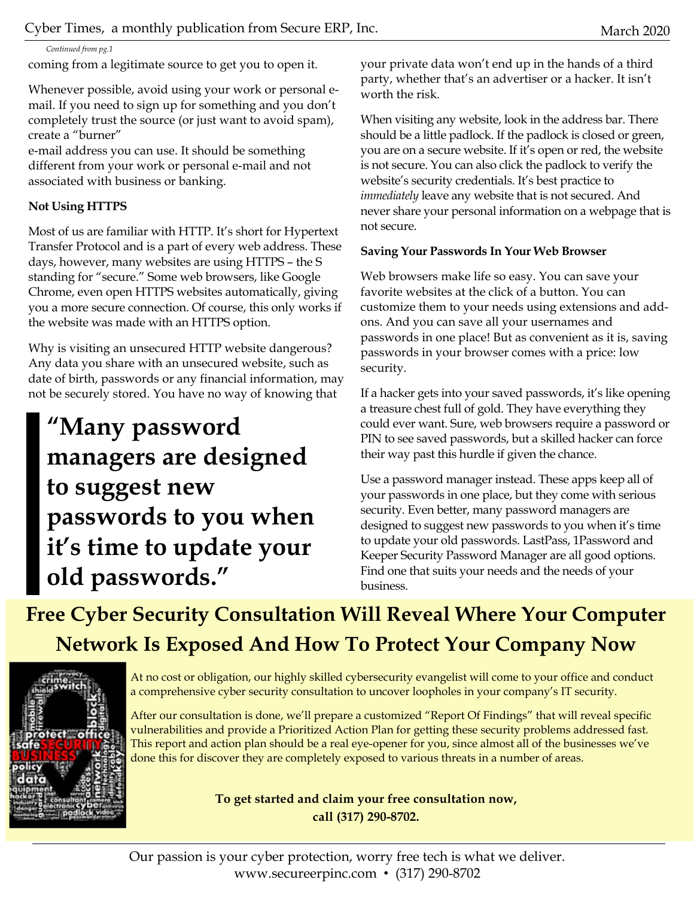*Continued from pg.1*

coming from a legitimate source to get you to open it.

Whenever possible, avoid using your work or personal e-mail. If you need to sign up for something and you don't completely trust the source (or just want to avoid spam), create a "burner" e-mail address you can use. It should be something different from your work or personal e-mail and not associated with business or banking.

**Not Using HTTPS**

Most of us are familiar with HTTP. It's short for Hypertext Transfer Protocol and is a part of every web address. These days, however, many websites are using HTTPS – the S standing for "secure." Some web browsers, like Google Chrome, even open HTTPS websites automatically, giving you a more secure connection. Of course, this only works if the website was made with an HTTPS option.

Why is visiting an unsecured HTTP website dangerous? Any data you share with an unsecured website, such as date of birth, passwords or any financial information, may not be securely stored. You have no way of knowing that your private data won't end up in the hands of a third party, whether that's an advertiser or a hacker. It isn't worth the risk.

> **"Many password managers are designed to suggest new passwords to you when it's time to update your old passwords."**

When visiting any website, look in the address bar. There should be a little padlock. If the padlock is closed or green, you are on a secure website. If it's open or red, the website is not secure. You can also click the padlock to verify the website's security credentials. It's best practice to *immediately* leave any website that is not secured. And never share your personal information on a webpage that is not secure.

**Saving Your Passwords In Your Web Browser**

Web browsers make life so easy. You can save your favorite websites at the click of a button. You can customize them to your needs using extensions and add-ons. And you can save all your usernames and passwords in one place! But as convenient as it is, saving passwords in your browser comes with a price: low security.

If a hacker gets into your saved passwords, it's like opening a treasure chest full of gold. They have everything they could ever want. Sure, web browsers require a password or PIN to see saved passwords, but a skilled hacker can force their way past this hurdle if given the chance.

Use a password manager instead. These apps keep all of your passwords in one place, but they come with serious security. Even better, many password managers are designed to suggest new passwords to you when it's time to update your old passwords. LastPass, 1Password and Keeper Security Password Manager are all good options. Find one that suits your needs and the needs of your business.

## Free Cyber Security Consultation Will Reveal Where Your Computer Network Is Exposed And How To Protect Your Company Now

At no cost or obligation, our highly skilled cybersecurity evangelist will come to your office and conduct a comprehensive cyber security consultation to uncover loopholes in your company's IT security.

After our consultation is done, we'll prepare a customized "Report Of Findings" that will reveal specific vulnerabilities and provide a Prioritized Action Plan for getting these security problems addressed fast. This report and action plan should be a real eye-opener for you, since almost all of the businesses we've done this for discover they are completely exposed to various threats in a number of areas.

**To get started and claim your free consultation now, call (317) 290-8702.**

Our passion is your cyber protection, worry free tech is what we deliver.
www.secureerpinc.com • (317) 290-8702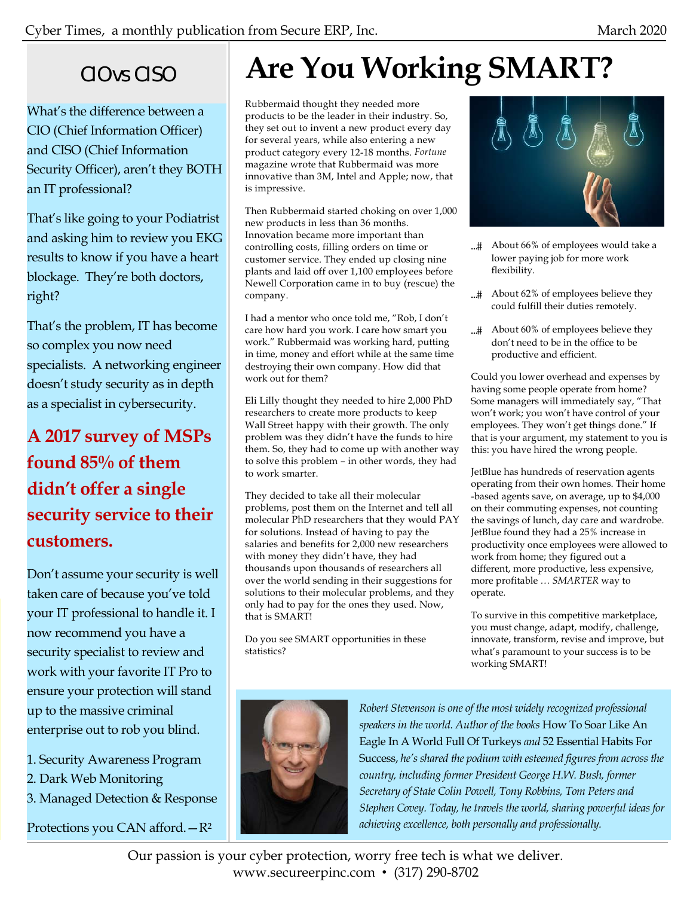## CIO vs CISO

What's the difference between a CIO (Chief Information Officer) and CISO (Chief Information Security Officer), aren't they BOTH an IT professional?

That's like going to your Podiatrist and asking him to review you EKG results to know if you have a heart blockage. They're both doctors, right?

That's the problem, IT has become so complex you now need specialists. A networking engineer doesn't study security as in depth as a specialist in cybersecurity.

**A 2017 survey of MSPs found 85% of them didn't offer a single security service to their customers.**

Don't assume your security is well taken care of because you've told your IT professional to handle it. I now recommend you have a security specialist to review and work with your favorite IT Pro to ensure your protection will stand up to the massive criminal enterprise out to rob you blind.

1. Security Awareness Program
2. Dark Web Monitoring
3. Managed Detection & Response

Protections you CAN afford. —R²

# Are You Working SMART?

Rubbermaid thought they needed more products to be the leader in their industry. So, they set out to invent a new product every day for several years, while also entering a new product category every 12-18 months. *Fortune* magazine wrote that Rubbermaid was more innovative than 3M, Intel and Apple; now, that is impressive.

Then Rubbermaid started choking on over 1,000 new products in less than 36 months. Innovation became more important than controlling costs, filling orders on time or customer service. They ended up closing nine plants and laid off over 1,100 employees before Newell Corporation came in to buy (rescue) the company.

I had a mentor who once told me, "Rob, I don't care how hard you work. I care how smart you work." Rubbermaid was working hard, putting in time, money and effort while at the same time destroying their own company. How did that work out for them?

Eli Lilly thought they needed to hire 2,000 PhD researchers to create more products to keep Wall Street happy with their growth. The only problem was they didn't have the funds to hire them. So, they had to come up with another way to solve this problem – in other words, they had to work smarter.

They decided to take all their molecular problems, post them on the Internet and tell all molecular PhD researchers that they would PAY for solutions. Instead of having to pay the salaries and benefits for 2,000 new researchers with money they didn't have, they had thousands upon thousands of researchers all over the world sending in their suggestions for solutions to their molecular problems, and they only had to pay for the ones they used. Now, that is SMART!

Do you see SMART opportunities in these statistics?

- About 66% of employees would take a lower paying job for more work flexibility.
- About 62% of employees believe they could fulfill their duties remotely.
- About 60% of employees believe they don't need to be in the office to be productive and efficient.

Could you lower overhead and expenses by having some people operate from home? Some managers will immediately say, "That won't work; you won't have control of your employees. They won't get things done." If that is your argument, my statement to you is this: you have hired the wrong people.

JetBlue has hundreds of reservation agents operating from their own homes. Their home-based agents save, on average, up to $4,000 on their commuting expenses, not counting the savings of lunch, day care and wardrobe. JetBlue found they had a 25% increase in productivity once employees were allowed to work from home; they figured out a different, more productive, less expensive, more profitable … *SMARTER* way to operate.

To survive in this competitive marketplace, you must change, adapt, modify, challenge, innovate, transform, revise and improve, but what's paramount to your success is to be working SMART!

*Robert Stevenson is one of the most widely recognized professional speakers in the world. Author of the books* How To Soar Like An Eagle In A World Full Of Turkeys *and* 52 Essential Habits For Success, *he's shared the podium with esteemed figures from across the country, including former President George H.W. Bush, former Secretary of State Colin Powell, Tony Robbins, Tom Peters and Stephen Covey. Today, he travels the world, sharing powerful ideas for achieving excellence, both personally and professionally.*

Our passion is your cyber protection, worry free tech is what we deliver.
www.secureerpinc.com • (317) 290-8702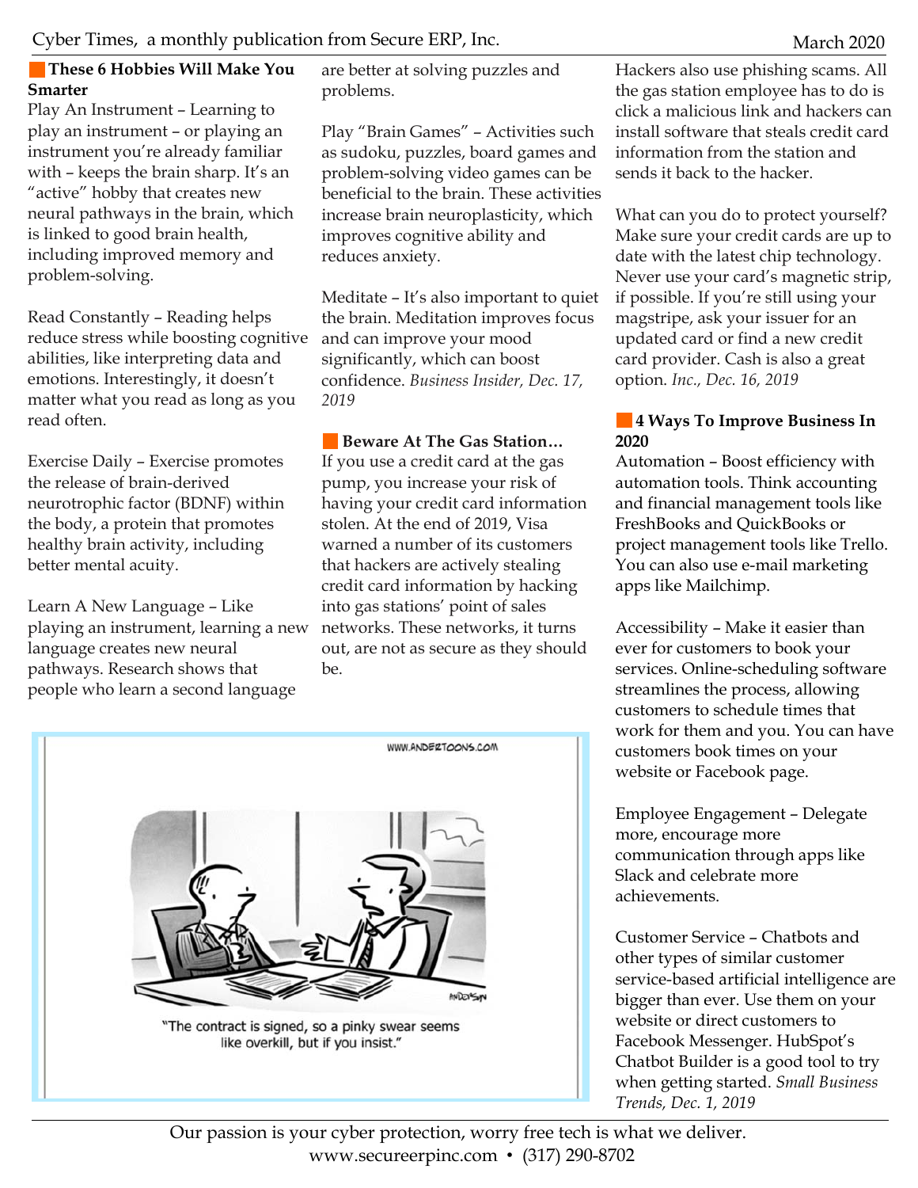### These 6 Hobbies Will Make You Smarter

Play An Instrument – Learning to play an instrument – or playing an instrument you're already familiar with – keeps the brain sharp. It's an "active" hobby that creates new neural pathways in the brain, which is linked to good brain health, including improved memory and problem-solving.

Read Constantly – Reading helps reduce stress while boosting cognitive abilities, like interpreting data and emotions. Interestingly, it doesn't matter what you read as long as you read often.

Exercise Daily – Exercise promotes the release of brain-derived neurotrophic factor (BDNF) within the body, a protein that promotes healthy brain activity, including better mental acuity.

Learn A New Language – Like playing an instrument, learning a new language creates new neural pathways. Research shows that people who learn a second language are better at solving puzzles and problems.

Play "Brain Games" – Activities such as sudoku, puzzles, board games and problem-solving video games can be beneficial to the brain. These activities increase brain neuroplasticity, which improves cognitive ability and reduces anxiety.

Meditate – It's also important to quiet the brain. Meditation improves focus and can improve your mood significantly, which can boost confidence. *Business Insider, Dec. 17, 2019*

### Beware At The Gas Station…

If you use a credit card at the gas pump, you increase your risk of having your credit card information stolen. At the end of 2019, Visa warned a number of its customers that hackers are actively stealing credit card information by hacking into gas stations' point of sales networks. These networks, it turns out, are not as secure as they should be.

Hackers also use phishing scams. All the gas station employee has to do is click a malicious link and hackers can install software that steals credit card information from the station and sends it back to the hacker.

What can you do to protect yourself? Make sure your credit cards are up to date with the latest chip technology. Never use your card's magnetic strip, if possible. If you're still using your magstripe, ask your issuer for an updated card or find a new credit card provider. Cash is also a great option. *Inc., Dec. 16, 2019*

### 4 Ways To Improve Business In 2020

Automation – Boost efficiency with automation tools. Think accounting and financial management tools like FreshBooks and QuickBooks or project management tools like Trello. You can also use e-mail marketing apps like Mailchimp.

Accessibility – Make it easier than ever for customers to book your services. Online-scheduling software streamlines the process, allowing customers to schedule times that work for them and you. You can have customers book times on your website or Facebook page.

Employee Engagement – Delegate more, encourage more communication through apps like Slack and celebrate more achievements.

Customer Service – Chatbots and other types of similar customer service-based artificial intelligence are bigger than ever. Use them on your website or direct customers to Facebook Messenger. HubSpot's Chatbot Builder is a good tool to try when getting started. *Small Business Trends, Dec. 1, 2019*

WWW.ANDERTOONS.COM

"The contract is signed, so a pinky swear seems like overkill, but if you insist."

Our passion is your cyber protection, worry free tech is what we deliver.
www.secureerpinc.com • (317) 290-8702